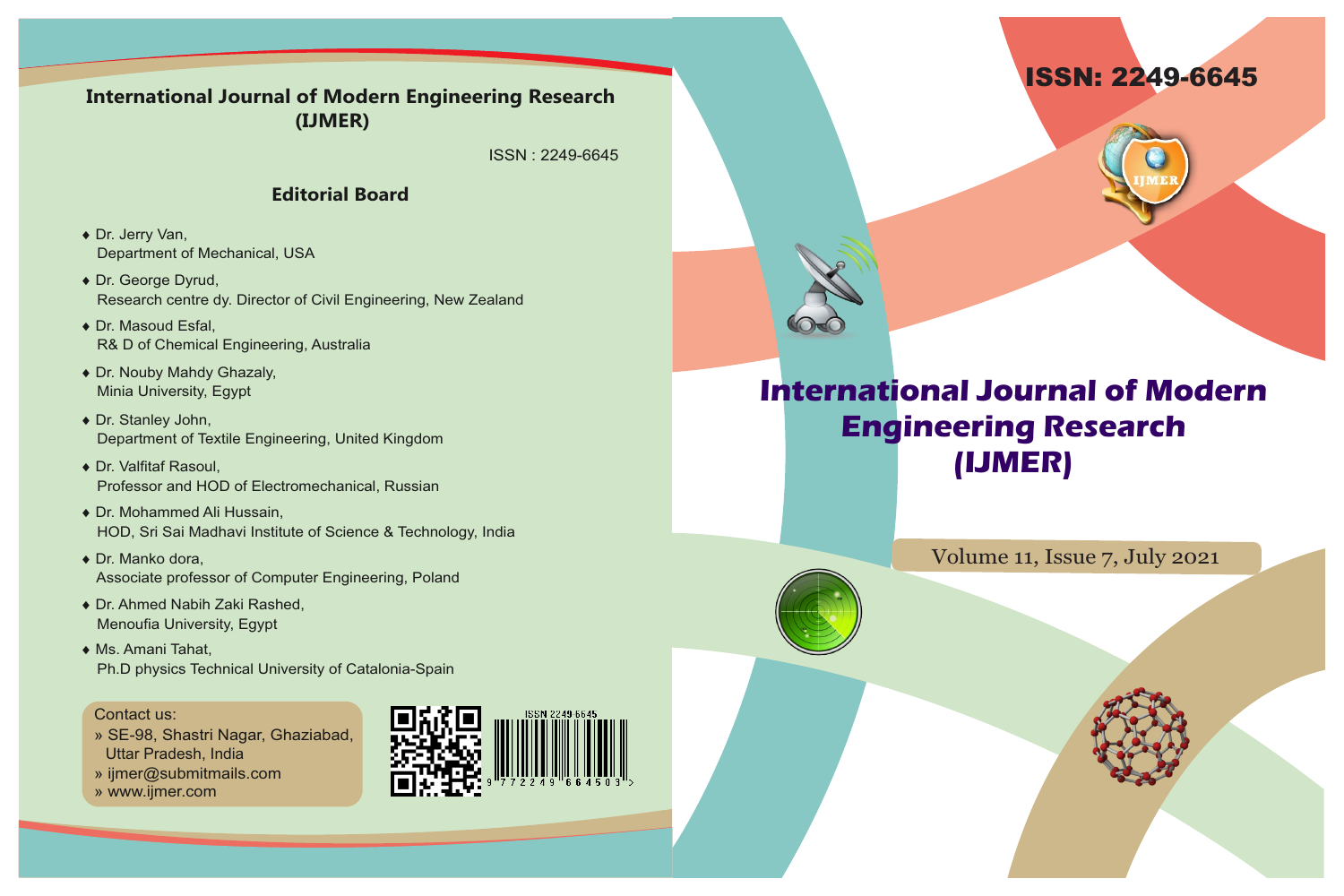# International Journal of Modern Engineering Research (IJMER)

ISSN : 2249-6645

## Editorial Board

- Dr. Jerry Van,
  Department of Mechanical, USA
- Dr. George Dyrud,
  Research centre dy. Director of Civil Engineering, New Zealand
- Dr. Masoud Esfal,
  R& D of Chemical Engineering, Australia
- Dr. Nouby Mahdy Ghazaly,
  Minia University, Egypt
- Dr. Stanley John,
  Department of Textile Engineering, United Kingdom
- Dr. Valfitaf Rasoul,
  Professor and HOD of Electromechanical, Russian
- Dr. Mohammed Ali Hussain,
  HOD, Sri Sai Madhavi Institute of Science & Technology, India
- Dr. Manko dora,
  Associate professor of Computer Engineering, Poland
- Dr. Ahmed Nabih Zaki Rashed,
  Menoufia University, Egypt
- Ms. Amani Tahat,
  Ph.D physics Technical University of Catalonia-Spain

Contact us:

» SE-98, Shastri Nagar, Ghaziabad, Uttar Pradesh, India
» ijmer@submitmails.com
» www.ijmer.com

ISSN 2249-6645

9 772249 664503 >

ISSN: 2249-6645

IJMER

# International Journal of Modern Engineering Research (IJMER)

Volume 11, Issue 7, July 2021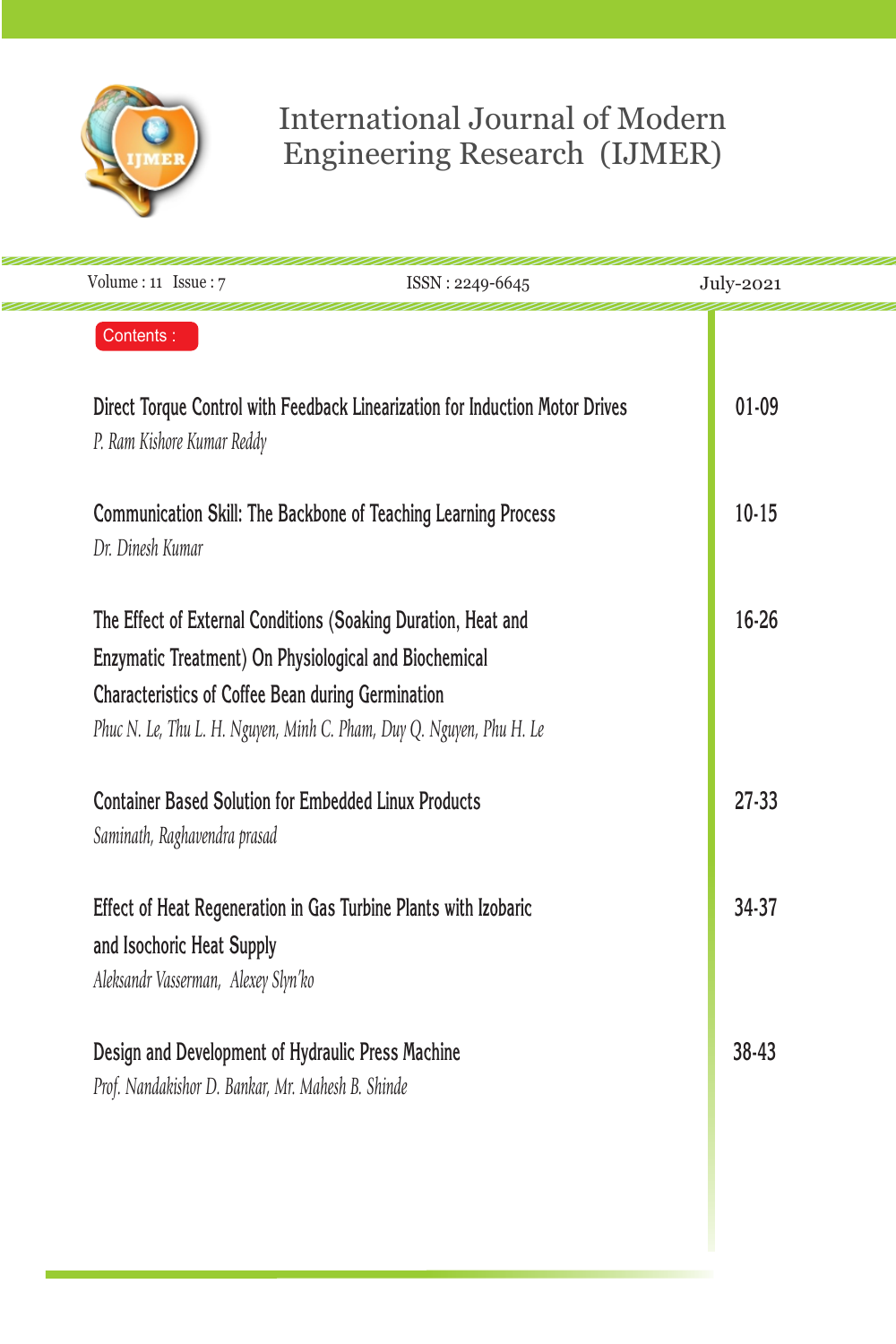# International Journal of Modern Engineering Research (IJMER)

Volume : 11 Issue : 7 ISSN : 2249-6645 July-2021

**Contents :**

| | |
|---|---|
| **Direct Torque Control with Feedback Linearization for Induction Motor Drives**<br>*P. Ram Kishore Kumar Reddy* | 01-09 |
| **Communication Skill: The Backbone of Teaching Learning Process**<br>*Dr. Dinesh Kumar* | 10-15 |
| **The Effect of External Conditions (Soaking Duration, Heat and Enzymatic Treatment) On Physiological and Biochemical Characteristics of Coffee Bean during Germination**<br>*Phuc N. Le, Thu L. H. Nguyen, Minh C. Pham, Duy Q. Nguyen, Phu H. Le* | 16-26 |
| **Container Based Solution for Embedded Linux Products**<br>*Saminath, Raghavendra prasad* | 27-33 |
| **Effect of Heat Regeneration in Gas Turbine Plants with Izobaric and Isochoric Heat Supply**<br>*Aleksandr Vasserman, Alexey Slyn'ko* | 34-37 |
| **Design and Development of Hydraulic Press Machine**<br>*Prof. Nandakishor D. Bankar, Mr. Mahesh B. Shinde* | 38-43 |